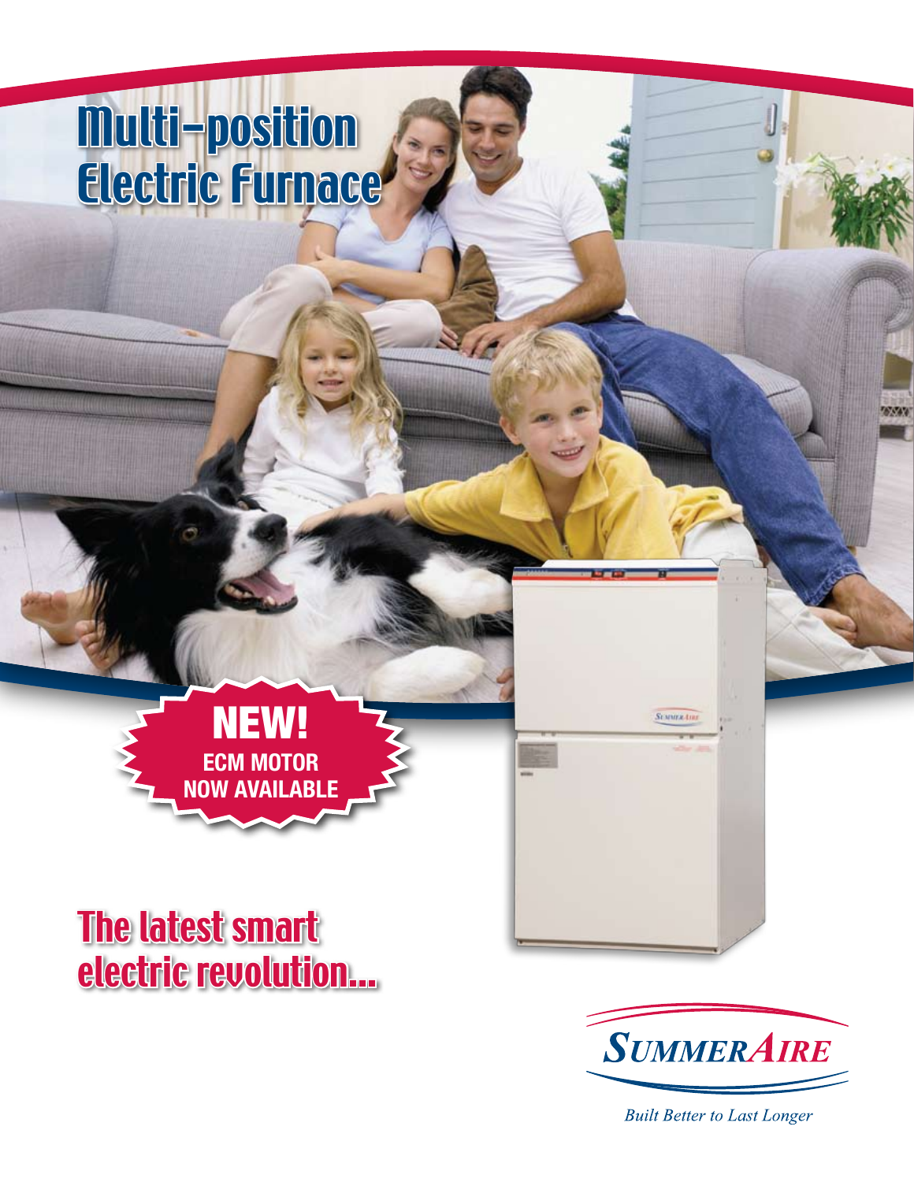# Multi-position Electric Furnace

**NEW!**
**ECM MOTOR NOW AVAILABLE**

## The latest smart electric revolution...

SUMMERAIRE

*Built Better to Last Longer*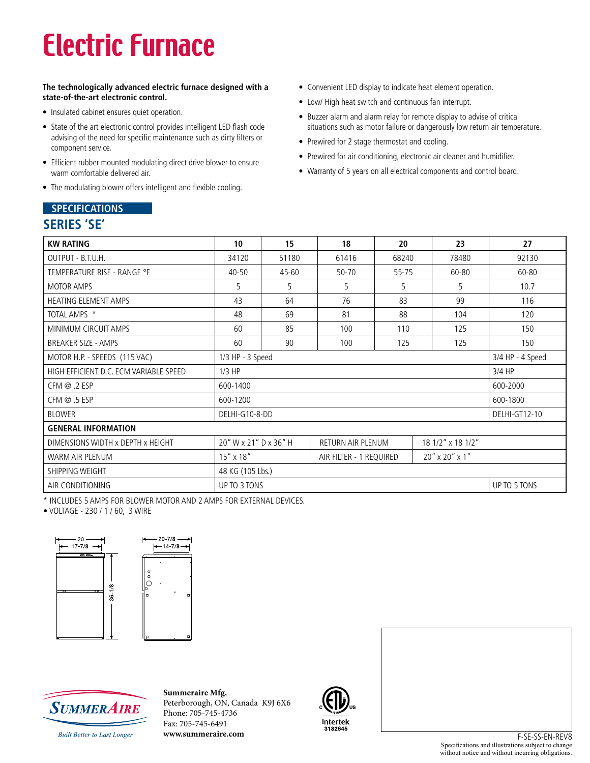# Electric Furnace

**The technologically advanced electric furnace designed with a state-of-the-art electronic control.**

- Insulated cabinet ensures quiet operation.
- State of the art electronic control provides intelligent LED flash code advising of the need for specific maintenance such as dirty filters or component service.
- Efficient rubber mounted modulating direct drive blower to ensure warm comfortable delivered air.
- The modulating blower offers intelligent and flexible cooling.
- Convenient LED display to indicate heat element operation.
- Low/ High heat switch and continuous fan interrupt.
- Buzzer alarm and alarm relay for remote display to advise of critical situations such as motor failure or dangerously low return air temperature.
- Prewired for 2 stage thermostat and cooling.
- Prewired for air conditioning, electronic air cleaner and humidifier.
- Warranty of 5 years on all electrical components and control board.

## SPECIFICATIONS

## SERIES 'SE'

| KW RATING | 10 | 15 | 18 | 20 | 23 | 27 |
|---|---|---|---|---|---|---|
| OUTPUT - B.T.U.H. | 34120 | 51180 | 61416 | 68240 | 78480 | 92130 |
| TEMPERATURE RISE - RANGE °F | 40-50 | 45-60 | 50-70 | 55-75 | 60-80 | 60-80 |
| MOTOR AMPS | 5 | 5 | 5 | 5 | 5 | 10.7 |
| HEATING ELEMENT AMPS | 43 | 64 | 76 | 83 | 99 | 116 |
| TOTAL AMPS * | 48 | 69 | 81 | 88 | 104 | 120 |
| MINIMUM CIRCUIT AMPS | 60 | 85 | 100 | 110 | 125 | 150 |
| BREAKER SIZE - AMPS | 60 | 90 | 100 | 125 | 125 | 150 |
| MOTOR H.P. - SPEEDS (115 VAC) | 1/3 HP - 3 Speed | | | | | 3/4 HP - 4 Speed |
| HIGH EFFICIENT D.C. ECM VARIABLE SPEED | 1/3 HP | | | | | 3/4 HP |
| CFM @ .2 ESP | 600-1400 | | | | | 600-2000 |
| CFM @ .5 ESP | 600-1200 | | | | | 600-1800 |
| BLOWER | DELHI-G10-8-DD | | | | | DELHI-GT12-10 |
| **GENERAL INFORMATION** | | | | | | |
| DIMENSIONS WIDTH x DEPTH x HEIGHT | 20" W x 21" D x 36" H | RETURN AIR PLENUM | | 18 1/2" x 18 1/2" | | |
| WARM AIR PLENUM | 15" x 18" | AIR FILTER - 1 REQUIRED | | 20" x 20" x 1" | | |
| SHIPPING WEIGHT | 48 KG (105 Lbs.) | | | | | |
| AIR CONDITIONING | UP TO 3 TONS | | | | | UP TO 5 TONS |

\* INCLUDES 5 AMPS FOR BLOWER MOTOR AND 2 AMPS FOR EXTERNAL DEVICES.

• VOLTAGE - 230 / 1 / 60, 3 WIRE

20
17-7/8
36-1/8
20-7/8
14-7/8

SUMMERAIRE
*Built Better to Last Longer*

**Summeraire Mfg.**
Peterborough, ON, Canada K9J 6X6
Phone: 705-745-4736
Fax: 705-745-6491
**www.summeraire.com**

Intertek
3182645

F-SE-SS-EN-REV8
Specifications and illustrations subject to change without notice and without incurring obligations.